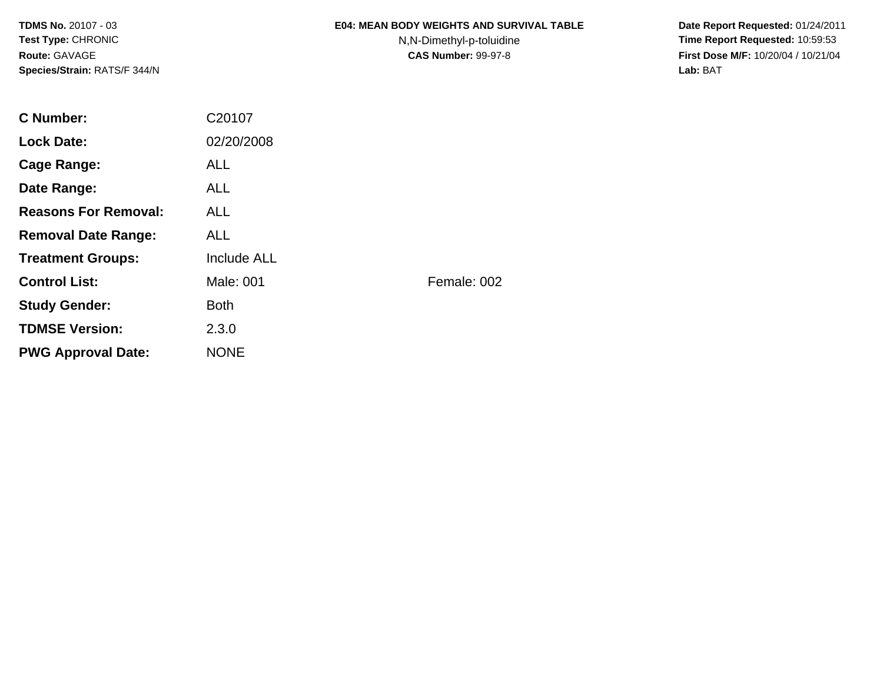**TDMS No.** 20107 - 03
**Test Type:** CHRONIC
**Route:** GAVAGE
**Species/Strain:** RATS/F 344/N

**E04: MEAN BODY WEIGHTS AND SURVIVAL TABLE**
N,N-Dimethyl-p-toluidine
**CAS Number:** 99-97-8

**Date Report Requested:** 01/24/2011
**Time Report Requested:** 10:59:53
**First Dose M/F:** 10/20/04 / 10/21/04
**Lab:** BAT

| | | |
|---|---|---|
| **C Number:** | C20107 | |
| **Lock Date:** | 02/20/2008 | |
| **Cage Range:** | ALL | |
| **Date Range:** | ALL | |
| **Reasons For Removal:** | ALL | |
| **Removal Date Range:** | ALL | |
| **Treatment Groups:** | Include ALL | |
| **Control List:** | Male: 001 | Female: 002 |
| **Study Gender:** | Both | |
| **TDMSE Version:** | 2.3.0 | |
| **PWG Approval Date:** | NONE | |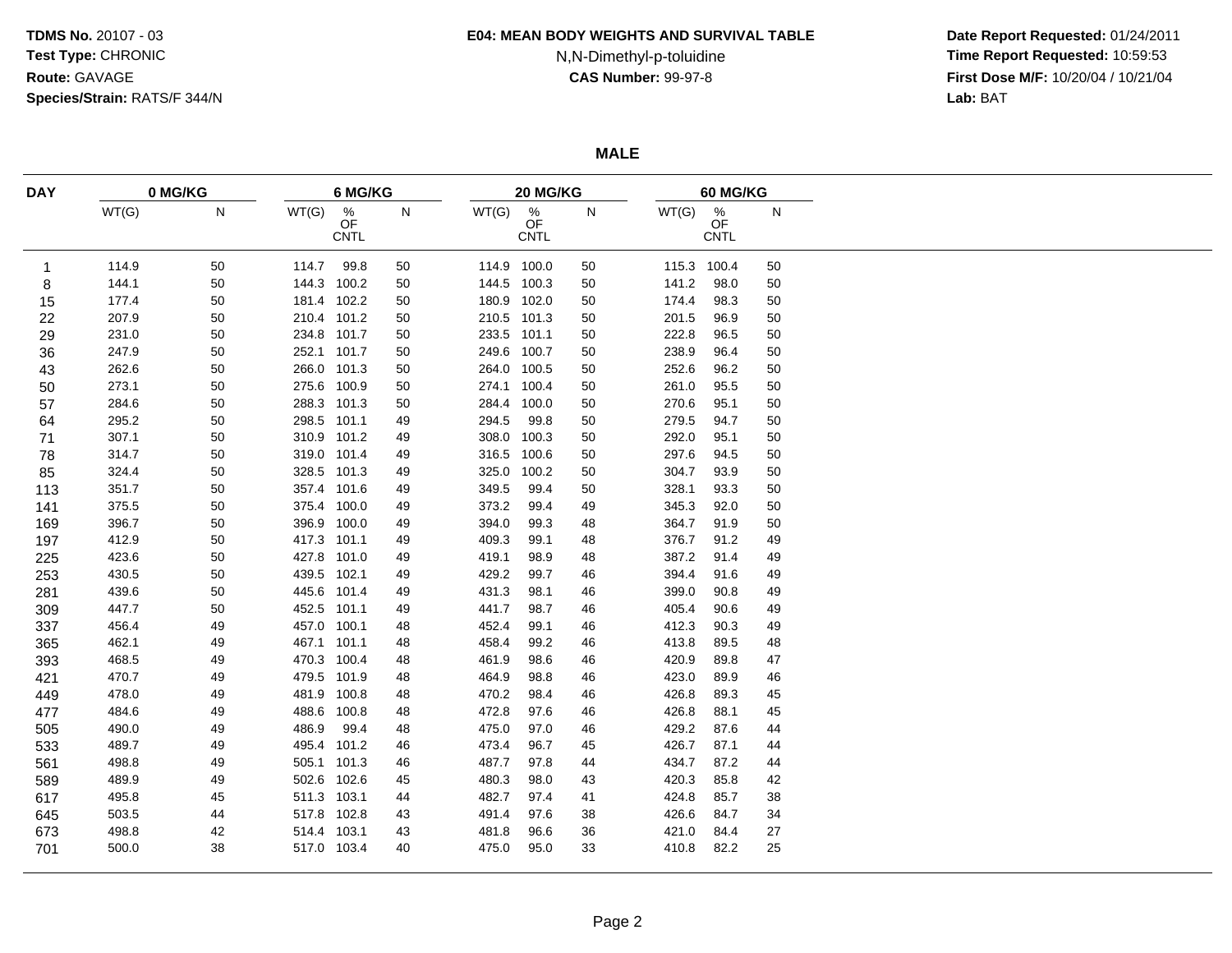**TDMS No.** 20107 - 03
**Test Type:** CHRONIC
**Route:** GAVAGE
**Species/Strain:** RATS/F 344/N

**E04: MEAN BODY WEIGHTS AND SURVIVAL TABLE**
N,N-Dimethyl-p-toluidine
**CAS Number:** 99-97-8

**Date Report Requested:** 01/24/2011
**Time Report Requested:** 10:59:53
**First Dose M/F:** 10/20/04 / 10/21/04
**Lab:** BAT

**MALE**

| DAY | 0 MG/KG | | 6 MG/KG | | | 20 MG/KG | | | 60 MG/KG | | |
|---|---|---|---|---|---|---|---|---|---|---|---|
| | WT(G) | N | WT(G) | % OF CNTL | N | WT(G) | % OF CNTL | N | WT(G) | % OF CNTL | N |
| 1 | 114.9 | 50 | 114.7 | 99.8 | 50 | 114.9 | 100.0 | 50 | 115.3 | 100.4 | 50 |
| 8 | 144.1 | 50 | 144.3 | 100.2 | 50 | 144.5 | 100.3 | 50 | 141.2 | 98.0 | 50 |
| 15 | 177.4 | 50 | 181.4 | 102.2 | 50 | 180.9 | 102.0 | 50 | 174.4 | 98.3 | 50 |
| 22 | 207.9 | 50 | 210.4 | 101.2 | 50 | 210.5 | 101.3 | 50 | 201.5 | 96.9 | 50 |
| 29 | 231.0 | 50 | 234.8 | 101.7 | 50 | 233.5 | 101.1 | 50 | 222.8 | 96.5 | 50 |
| 36 | 247.9 | 50 | 252.1 | 101.7 | 50 | 249.6 | 100.7 | 50 | 238.9 | 96.4 | 50 |
| 43 | 262.6 | 50 | 266.0 | 101.3 | 50 | 264.0 | 100.5 | 50 | 252.6 | 96.2 | 50 |
| 50 | 273.1 | 50 | 275.6 | 100.9 | 50 | 274.1 | 100.4 | 50 | 261.0 | 95.5 | 50 |
| 57 | 284.6 | 50 | 288.3 | 101.3 | 50 | 284.4 | 100.0 | 50 | 270.6 | 95.1 | 50 |
| 64 | 295.2 | 50 | 298.5 | 101.1 | 49 | 294.5 | 99.8 | 50 | 279.5 | 94.7 | 50 |
| 71 | 307.1 | 50 | 310.9 | 101.2 | 49 | 308.0 | 100.3 | 50 | 292.0 | 95.1 | 50 |
| 78 | 314.7 | 50 | 319.0 | 101.4 | 49 | 316.5 | 100.6 | 50 | 297.6 | 94.5 | 50 |
| 85 | 324.4 | 50 | 328.5 | 101.3 | 49 | 325.0 | 100.2 | 50 | 304.7 | 93.9 | 50 |
| 113 | 351.7 | 50 | 357.4 | 101.6 | 49 | 349.5 | 99.4 | 50 | 328.1 | 93.3 | 50 |
| 141 | 375.5 | 50 | 375.4 | 100.0 | 49 | 373.2 | 99.4 | 49 | 345.3 | 92.0 | 50 |
| 169 | 396.7 | 50 | 396.9 | 100.0 | 49 | 394.0 | 99.3 | 48 | 364.7 | 91.9 | 50 |
| 197 | 412.9 | 50 | 417.3 | 101.1 | 49 | 409.3 | 99.1 | 48 | 376.7 | 91.2 | 49 |
| 225 | 423.6 | 50 | 427.8 | 101.0 | 49 | 419.1 | 98.9 | 48 | 387.2 | 91.4 | 49 |
| 253 | 430.5 | 50 | 439.5 | 102.1 | 49 | 429.2 | 99.7 | 46 | 394.4 | 91.6 | 49 |
| 281 | 439.6 | 50 | 445.6 | 101.4 | 49 | 431.3 | 98.1 | 46 | 399.0 | 90.8 | 49 |
| 309 | 447.7 | 50 | 452.5 | 101.1 | 49 | 441.7 | 98.7 | 46 | 405.4 | 90.6 | 49 |
| 337 | 456.4 | 49 | 457.0 | 100.1 | 48 | 452.4 | 99.1 | 46 | 412.3 | 90.3 | 49 |
| 365 | 462.1 | 49 | 467.1 | 101.1 | 48 | 458.4 | 99.2 | 46 | 413.8 | 89.5 | 48 |
| 393 | 468.5 | 49 | 470.3 | 100.4 | 48 | 461.9 | 98.6 | 46 | 420.9 | 89.8 | 47 |
| 421 | 470.7 | 49 | 479.5 | 101.9 | 48 | 464.9 | 98.8 | 46 | 423.0 | 89.9 | 46 |
| 449 | 478.0 | 49 | 481.9 | 100.8 | 48 | 470.2 | 98.4 | 46 | 426.8 | 89.3 | 45 |
| 477 | 484.6 | 49 | 488.6 | 100.8 | 48 | 472.8 | 97.6 | 46 | 426.8 | 88.1 | 45 |
| 505 | 490.0 | 49 | 486.9 | 99.4 | 48 | 475.0 | 97.0 | 46 | 429.2 | 87.6 | 44 |
| 533 | 489.7 | 49 | 495.4 | 101.2 | 46 | 473.4 | 96.7 | 45 | 426.7 | 87.1 | 44 |
| 561 | 498.8 | 49 | 505.1 | 101.3 | 46 | 487.7 | 97.8 | 44 | 434.7 | 87.2 | 44 |
| 589 | 489.9 | 49 | 502.6 | 102.6 | 45 | 480.3 | 98.0 | 43 | 420.3 | 85.8 | 42 |
| 617 | 495.8 | 45 | 511.3 | 103.1 | 44 | 482.7 | 97.4 | 41 | 424.8 | 85.7 | 38 |
| 645 | 503.5 | 44 | 517.8 | 102.8 | 43 | 491.4 | 97.6 | 38 | 426.6 | 84.7 | 34 |
| 673 | 498.8 | 42 | 514.4 | 103.1 | 43 | 481.8 | 96.6 | 36 | 421.0 | 84.4 | 27 |
| 701 | 500.0 | 38 | 517.0 | 103.4 | 40 | 475.0 | 95.0 | 33 | 410.8 | 82.2 | 25 |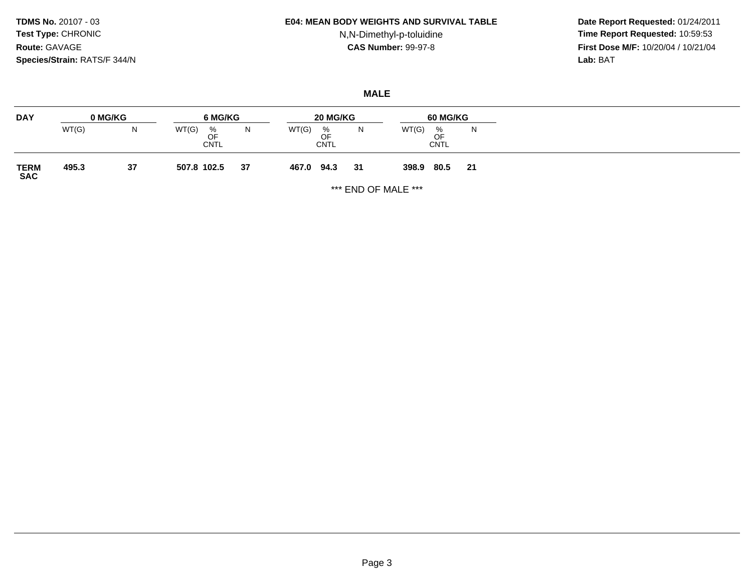**TDMS No.** 20107 - 03
**Test Type:** CHRONIC
**Route:** GAVAGE
**Species/Strain:** RATS/F 344/N

**E04: MEAN BODY WEIGHTS AND SURVIVAL TABLE**
N,N-Dimethyl-p-toluidine
**CAS Number:** 99-97-8

**Date Report Requested:** 01/24/2011
**Time Report Requested:** 10:59:53
**First Dose M/F:** 10/20/04 / 10/21/04
**Lab:** BAT

## MALE

| DAY | 0 MG/KG | | 6 MG/KG | | | 20 MG/KG | | | 60 MG/KG | | |
|---|---|---|---|---|---|---|---|---|---|---|---|
| | WT(G) | N | WT(G) | % OF CNTL | N | WT(G) | % OF CNTL | N | WT(G) | % OF CNTL | N |
| **TERM SAC** | **495.3** | **37** | **507.8** | **102.5** | **37** | **467.0** | **94.3** | **31** | **398.9** | **80.5** | **21** |

*** END OF MALE ***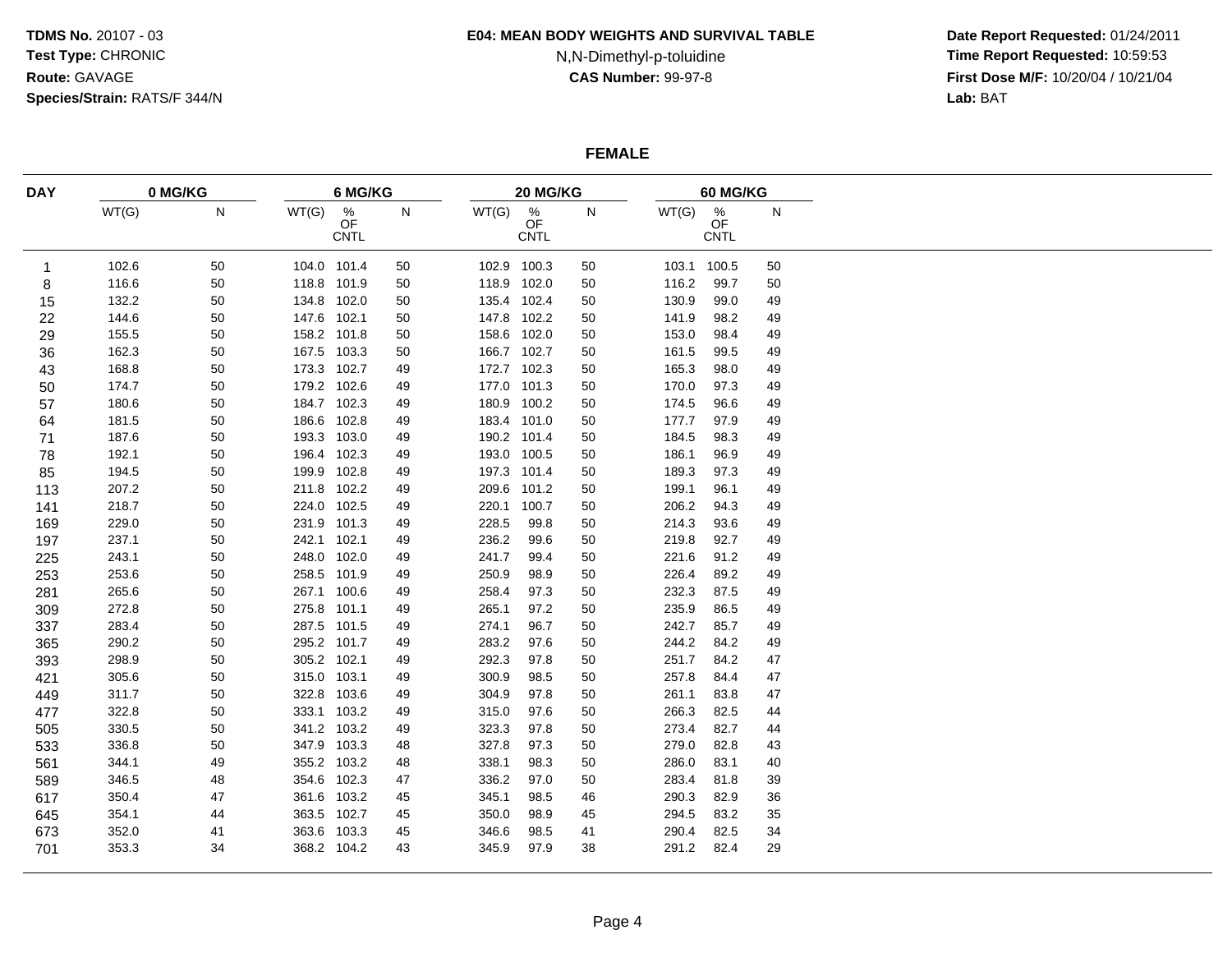**TDMS No.** 20107 - 03
**Test Type:** CHRONIC
**Route:** GAVAGE
**Species/Strain:** RATS/F 344/N

**E04: MEAN BODY WEIGHTS AND SURVIVAL TABLE**
N,N-Dimethyl-p-toluidine
**CAS Number:** 99-97-8

**Date Report Requested:** 01/24/2011
**Time Report Requested:** 10:59:53
**First Dose M/F:** 10/20/04 / 10/21/04
**Lab:** BAT

## FEMALE

| DAY | 0 MG/KG | | 6 MG/KG | | | 20 MG/KG | | | 60 MG/KG | | |
|---|---|---|---|---|---|---|---|---|---|---|---|
| | WT(G) | N | WT(G) | % OF CNTL | N | WT(G) | % OF CNTL | N | WT(G) | % OF CNTL | N |
| 1 | 102.6 | 50 | 104.0 | 101.4 | 50 | 102.9 | 100.3 | 50 | 103.1 | 100.5 | 50 |
| 8 | 116.6 | 50 | 118.8 | 101.9 | 50 | 118.9 | 102.0 | 50 | 116.2 | 99.7 | 50 |
| 15 | 132.2 | 50 | 134.8 | 102.0 | 50 | 135.4 | 102.4 | 50 | 130.9 | 99.0 | 49 |
| 22 | 144.6 | 50 | 147.6 | 102.1 | 50 | 147.8 | 102.2 | 50 | 141.9 | 98.2 | 49 |
| 29 | 155.5 | 50 | 158.2 | 101.8 | 50 | 158.6 | 102.0 | 50 | 153.0 | 98.4 | 49 |
| 36 | 162.3 | 50 | 167.5 | 103.3 | 50 | 166.7 | 102.7 | 50 | 161.5 | 99.5 | 49 |
| 43 | 168.8 | 50 | 173.3 | 102.7 | 49 | 172.7 | 102.3 | 50 | 165.3 | 98.0 | 49 |
| 50 | 174.7 | 50 | 179.2 | 102.6 | 49 | 177.0 | 101.3 | 50 | 170.0 | 97.3 | 49 |
| 57 | 180.6 | 50 | 184.7 | 102.3 | 49 | 180.9 | 100.2 | 50 | 174.5 | 96.6 | 49 |
| 64 | 181.5 | 50 | 186.6 | 102.8 | 49 | 183.4 | 101.0 | 50 | 177.7 | 97.9 | 49 |
| 71 | 187.6 | 50 | 193.3 | 103.0 | 49 | 190.2 | 101.4 | 50 | 184.5 | 98.3 | 49 |
| 78 | 192.1 | 50 | 196.4 | 102.3 | 49 | 193.0 | 100.5 | 50 | 186.1 | 96.9 | 49 |
| 85 | 194.5 | 50 | 199.9 | 102.8 | 49 | 197.3 | 101.4 | 50 | 189.3 | 97.3 | 49 |
| 113 | 207.2 | 50 | 211.8 | 102.2 | 49 | 209.6 | 101.2 | 50 | 199.1 | 96.1 | 49 |
| 141 | 218.7 | 50 | 224.0 | 102.5 | 49 | 220.1 | 100.7 | 50 | 206.2 | 94.3 | 49 |
| 169 | 229.0 | 50 | 231.9 | 101.3 | 49 | 228.5 | 99.8 | 50 | 214.3 | 93.6 | 49 |
| 197 | 237.1 | 50 | 242.1 | 102.1 | 49 | 236.2 | 99.6 | 50 | 219.8 | 92.7 | 49 |
| 225 | 243.1 | 50 | 248.0 | 102.0 | 49 | 241.7 | 99.4 | 50 | 221.6 | 91.2 | 49 |
| 253 | 253.6 | 50 | 258.5 | 101.9 | 49 | 250.9 | 98.9 | 50 | 226.4 | 89.2 | 49 |
| 281 | 265.6 | 50 | 267.1 | 100.6 | 49 | 258.4 | 97.3 | 50 | 232.3 | 87.5 | 49 |
| 309 | 272.8 | 50 | 275.8 | 101.1 | 49 | 265.1 | 97.2 | 50 | 235.9 | 86.5 | 49 |
| 337 | 283.4 | 50 | 287.5 | 101.5 | 49 | 274.1 | 96.7 | 50 | 242.7 | 85.7 | 49 |
| 365 | 290.2 | 50 | 295.2 | 101.7 | 49 | 283.2 | 97.6 | 50 | 244.2 | 84.2 | 49 |
| 393 | 298.9 | 50 | 305.2 | 102.1 | 49 | 292.3 | 97.8 | 50 | 251.7 | 84.2 | 47 |
| 421 | 305.6 | 50 | 315.0 | 103.1 | 49 | 300.9 | 98.5 | 50 | 257.8 | 84.4 | 47 |
| 449 | 311.7 | 50 | 322.8 | 103.6 | 49 | 304.9 | 97.8 | 50 | 261.1 | 83.8 | 47 |
| 477 | 322.8 | 50 | 333.1 | 103.2 | 49 | 315.0 | 97.6 | 50 | 266.3 | 82.5 | 44 |
| 505 | 330.5 | 50 | 341.2 | 103.2 | 49 | 323.3 | 97.8 | 50 | 273.4 | 82.7 | 44 |
| 533 | 336.8 | 50 | 347.9 | 103.3 | 48 | 327.8 | 97.3 | 50 | 279.0 | 82.8 | 43 |
| 561 | 344.1 | 49 | 355.2 | 103.2 | 48 | 338.1 | 98.3 | 50 | 286.0 | 83.1 | 40 |
| 589 | 346.5 | 48 | 354.6 | 102.3 | 47 | 336.2 | 97.0 | 50 | 283.4 | 81.8 | 39 |
| 617 | 350.4 | 47 | 361.6 | 103.2 | 45 | 345.1 | 98.5 | 46 | 290.3 | 82.9 | 36 |
| 645 | 354.1 | 44 | 363.5 | 102.7 | 45 | 350.0 | 98.9 | 45 | 294.5 | 83.2 | 35 |
| 673 | 352.0 | 41 | 363.6 | 103.3 | 45 | 346.6 | 98.5 | 41 | 290.4 | 82.5 | 34 |
| 701 | 353.3 | 34 | 368.2 | 104.2 | 43 | 345.9 | 97.9 | 38 | 291.2 | 82.4 | 29 |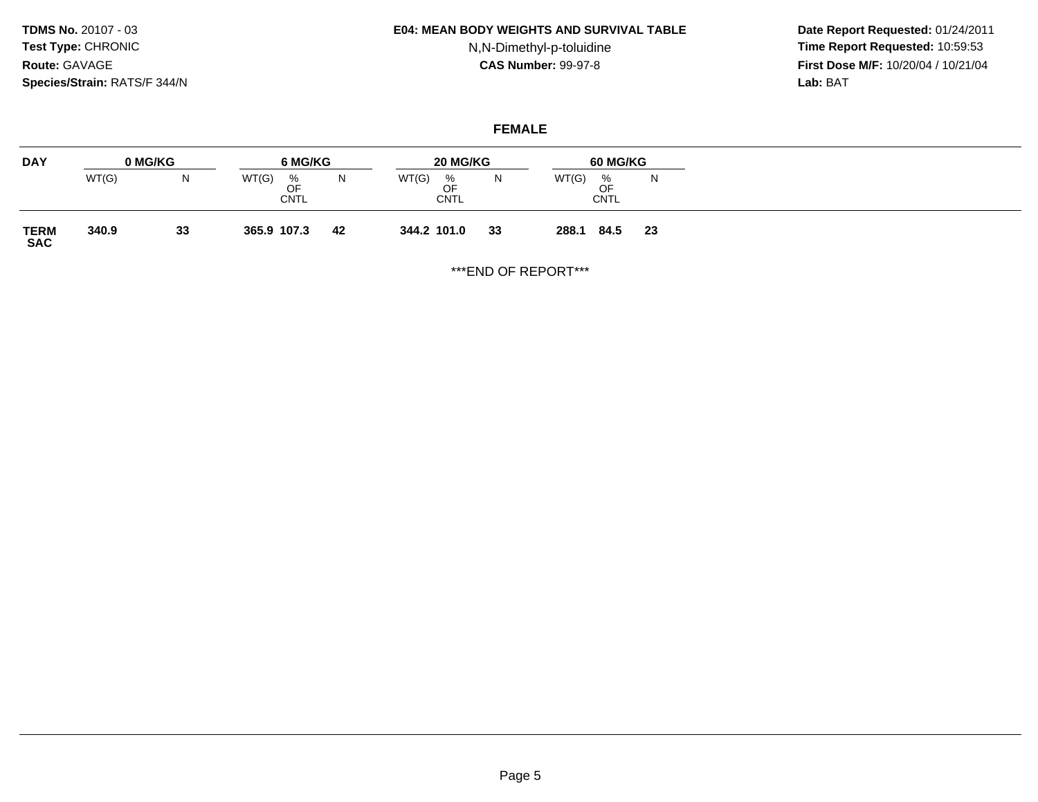**TDMS No.** 20107 - 03
**Test Type:** CHRONIC
**Route:** GAVAGE
**Species/Strain:** RATS/F 344/N

**E04: MEAN BODY WEIGHTS AND SURVIVAL TABLE**
N,N-Dimethyl-p-toluidine
**CAS Number:** 99-97-8

**Date Report Requested:** 01/24/2011
**Time Report Requested:** 10:59:53
**First Dose M/F:** 10/20/04 / 10/21/04
**Lab:** BAT

## FEMALE

| DAY | 0 MG/KG | | 6 MG/KG | | | 20 MG/KG | | | 60 MG/KG | | |
|---|---|---|---|---|---|---|---|---|---|---|---|
| | WT(G) | N | WT(G) | % OF CNTL | N | WT(G) | % OF CNTL | N | WT(G) | % OF CNTL | N |
| **TERM SAC** | **340.9** | **33** | **365.9** | **107.3** | **42** | **344.2** | **101.0** | **33** | **288.1** | **84.5** | **23** |

***END OF REPORT***